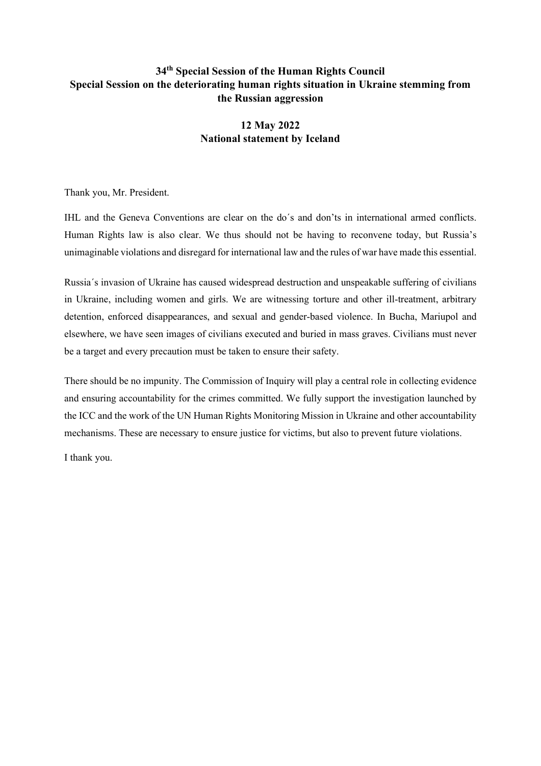**34th Special Session of the Human Rights Council**
**Special Session on the deteriorating human rights situation in Ukraine stemming from the Russian aggression**

**12 May 2022**
**National statement by Iceland**

Thank you, Mr. President.

IHL and the Geneva Conventions are clear on the do´s and don'ts in international armed conflicts. Human Rights law is also clear. We thus should not be having to reconvene today, but Russia's unimaginable violations and disregard for international law and the rules of war have made this essential.

Russia´s invasion of Ukraine has caused widespread destruction and unspeakable suffering of civilians in Ukraine, including women and girls. We are witnessing torture and other ill-treatment, arbitrary detention, enforced disappearances, and sexual and gender-based violence. In Bucha, Mariupol and elsewhere, we have seen images of civilians executed and buried in mass graves. Civilians must never be a target and every precaution must be taken to ensure their safety.

There should be no impunity. The Commission of Inquiry will play a central role in collecting evidence and ensuring accountability for the crimes committed. We fully support the investigation launched by the ICC and the work of the UN Human Rights Monitoring Mission in Ukraine and other accountability mechanisms. These are necessary to ensure justice for victims, but also to prevent future violations.

I thank you.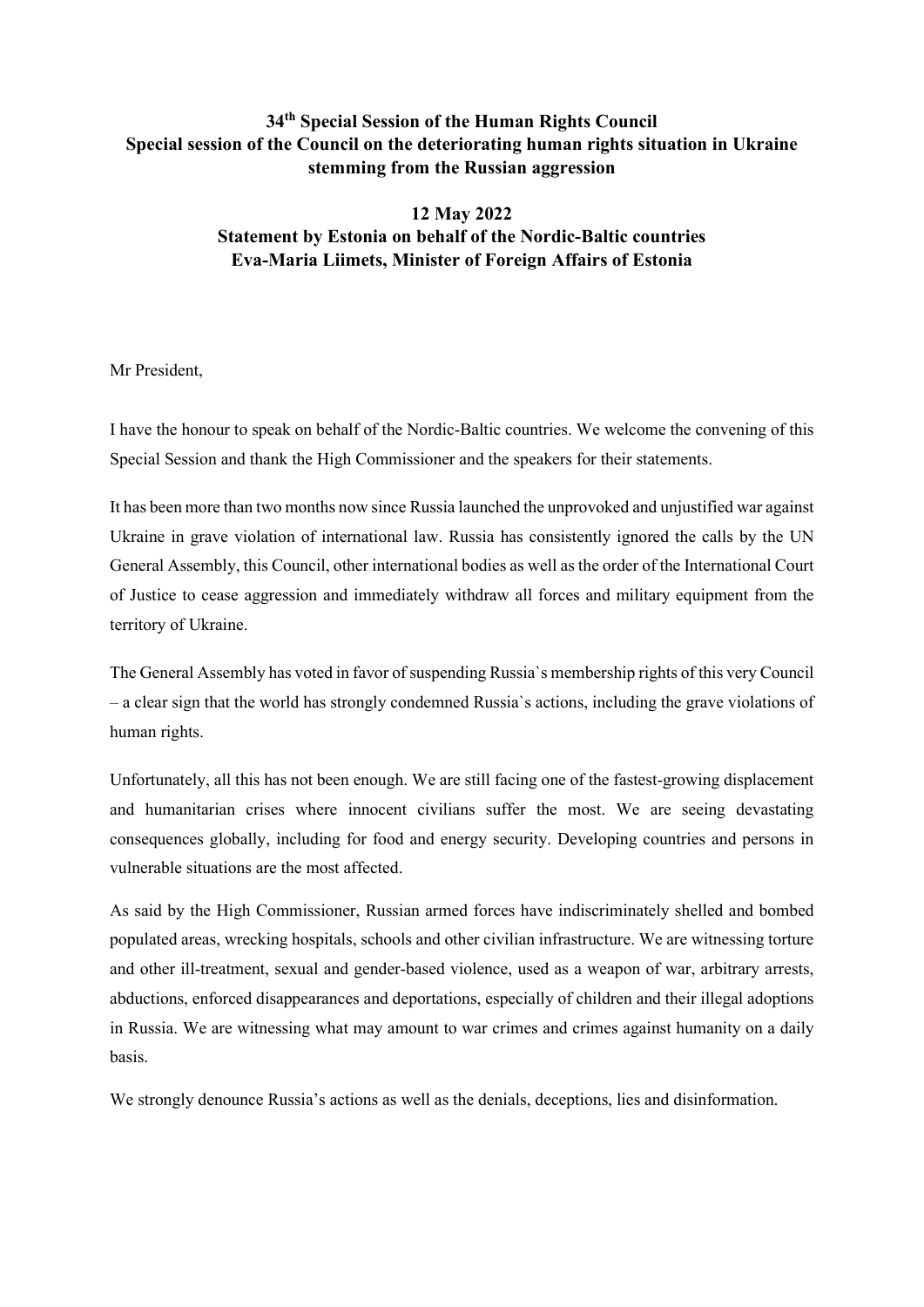**34th Special Session of the Human Rights Council**
**Special session of the Council on the deteriorating human rights situation in Ukraine stemming from the Russian aggression**

**12 May 2022**
**Statement by Estonia on behalf of the Nordic-Baltic countries**
**Eva-Maria Liimets, Minister of Foreign Affairs of Estonia**

Mr President,

I have the honour to speak on behalf of the Nordic-Baltic countries. We welcome the convening of this Special Session and thank the High Commissioner and the speakers for their statements.

It has been more than two months now since Russia launched the unprovoked and unjustified war against Ukraine in grave violation of international law. Russia has consistently ignored the calls by the UN General Assembly, this Council, other international bodies as well as the order of the International Court of Justice to cease aggression and immediately withdraw all forces and military equipment from the territory of Ukraine.

The General Assembly has voted in favor of suspending Russia`s membership rights of this very Council – a clear sign that the world has strongly condemned Russia`s actions, including the grave violations of human rights.

Unfortunately, all this has not been enough. We are still facing one of the fastest-growing displacement and humanitarian crises where innocent civilians suffer the most. We are seeing devastating consequences globally, including for food and energy security. Developing countries and persons in vulnerable situations are the most affected.

As said by the High Commissioner, Russian armed forces have indiscriminately shelled and bombed populated areas, wrecking hospitals, schools and other civilian infrastructure. We are witnessing torture and other ill-treatment, sexual and gender-based violence, used as a weapon of war, arbitrary arrests, abductions, enforced disappearances and deportations, especially of children and their illegal adoptions in Russia. We are witnessing what may amount to war crimes and crimes against humanity on a daily basis.

We strongly denounce Russia's actions as well as the denials, deceptions, lies and disinformation.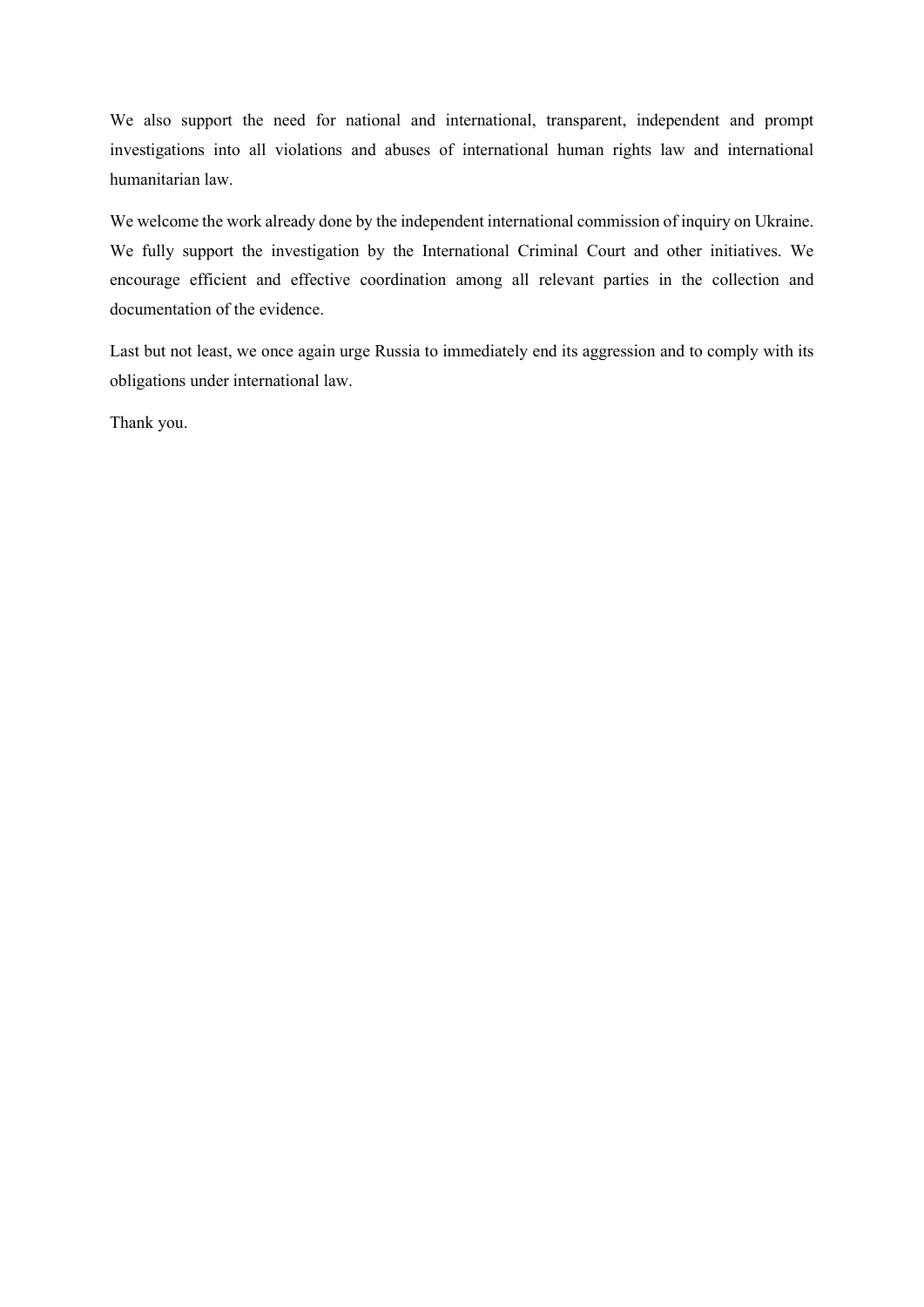We also support the need for national and international, transparent, independent and prompt investigations into all violations and abuses of international human rights law and international humanitarian law.

We welcome the work already done by the independent international commission of inquiry on Ukraine. We fully support the investigation by the International Criminal Court and other initiatives. We encourage efficient and effective coordination among all relevant parties in the collection and documentation of the evidence.

Last but not least, we once again urge Russia to immediately end its aggression and to comply with its obligations under international law.

Thank you.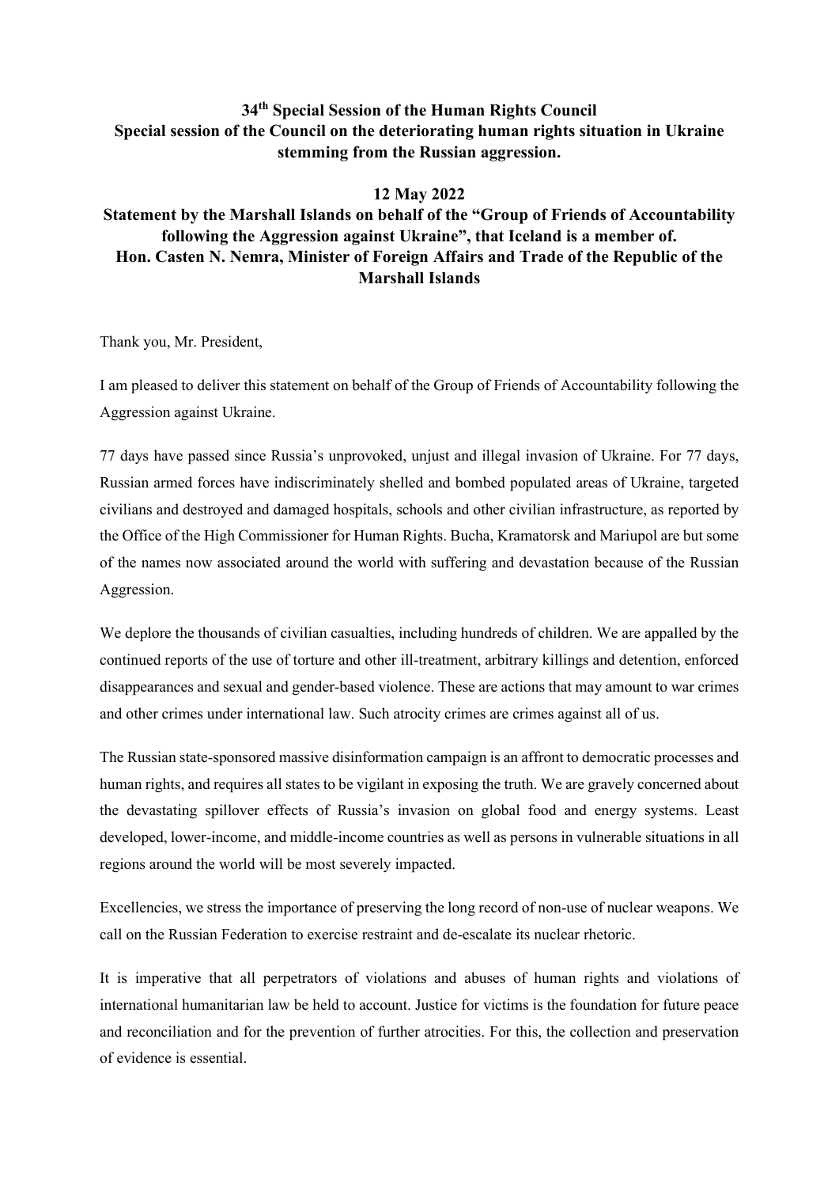**34th Special Session of the Human Rights Council**
**Special session of the Council on the deteriorating human rights situation in Ukraine stemming from the Russian aggression.**

**12 May 2022**
**Statement by the Marshall Islands on behalf of the "Group of Friends of Accountability following the Aggression against Ukraine", that Iceland is a member of.**
**Hon. Casten N. Nemra, Minister of Foreign Affairs and Trade of the Republic of the Marshall Islands**

Thank you, Mr. President,

I am pleased to deliver this statement on behalf of the Group of Friends of Accountability following the Aggression against Ukraine.

77 days have passed since Russia's unprovoked, unjust and illegal invasion of Ukraine. For 77 days, Russian armed forces have indiscriminately shelled and bombed populated areas of Ukraine, targeted civilians and destroyed and damaged hospitals, schools and other civilian infrastructure, as reported by the Office of the High Commissioner for Human Rights. Bucha, Kramatorsk and Mariupol are but some of the names now associated around the world with suffering and devastation because of the Russian Aggression.

We deplore the thousands of civilian casualties, including hundreds of children. We are appalled by the continued reports of the use of torture and other ill-treatment, arbitrary killings and detention, enforced disappearances and sexual and gender-based violence. These are actions that may amount to war crimes and other crimes under international law. Such atrocity crimes are crimes against all of us.

The Russian state-sponsored massive disinformation campaign is an affront to democratic processes and human rights, and requires all states to be vigilant in exposing the truth. We are gravely concerned about the devastating spillover effects of Russia's invasion on global food and energy systems. Least developed, lower-income, and middle-income countries as well as persons in vulnerable situations in all regions around the world will be most severely impacted.

Excellencies, we stress the importance of preserving the long record of non-use of nuclear weapons. We call on the Russian Federation to exercise restraint and de-escalate its nuclear rhetoric.

It is imperative that all perpetrators of violations and abuses of human rights and violations of international humanitarian law be held to account. Justice for victims is the foundation for future peace and reconciliation and for the prevention of further atrocities. For this, the collection and preservation of evidence is essential.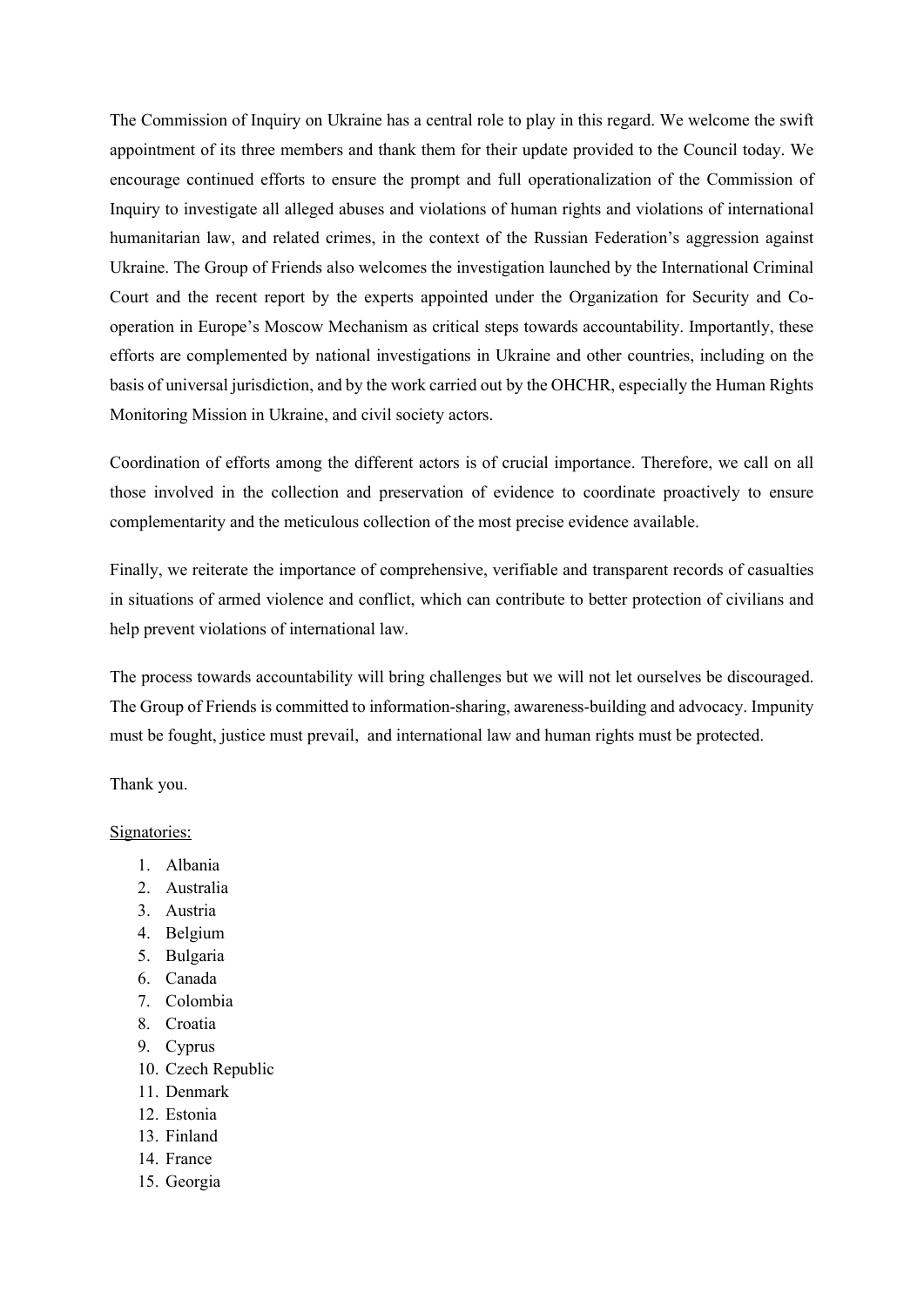The Commission of Inquiry on Ukraine has a central role to play in this regard. We welcome the swift appointment of its three members and thank them for their update provided to the Council today. We encourage continued efforts to ensure the prompt and full operationalization of the Commission of Inquiry to investigate all alleged abuses and violations of human rights and violations of international humanitarian law, and related crimes, in the context of the Russian Federation's aggression against Ukraine. The Group of Friends also welcomes the investigation launched by the International Criminal Court and the recent report by the experts appointed under the Organization for Security and Co-operation in Europe's Moscow Mechanism as critical steps towards accountability. Importantly, these efforts are complemented by national investigations in Ukraine and other countries, including on the basis of universal jurisdiction, and by the work carried out by the OHCHR, especially the Human Rights Monitoring Mission in Ukraine, and civil society actors.

Coordination of efforts among the different actors is of crucial importance. Therefore, we call on all those involved in the collection and preservation of evidence to coordinate proactively to ensure complementarity and the meticulous collection of the most precise evidence available.

Finally, we reiterate the importance of comprehensive, verifiable and transparent records of casualties in situations of armed violence and conflict, which can contribute to better protection of civilians and help prevent violations of international law.

The process towards accountability will bring challenges but we will not let ourselves be discouraged. The Group of Friends is committed to information-sharing, awareness-building and advocacy. Impunity must be fought, justice must prevail, and international law and human rights must be protected.

Thank you.

Signatories:

1. Albania
2. Australia
3. Austria
4. Belgium
5. Bulgaria
6. Canada
7. Colombia
8. Croatia
9. Cyprus
10. Czech Republic
11. Denmark
12. Estonia
13. Finland
14. France
15. Georgia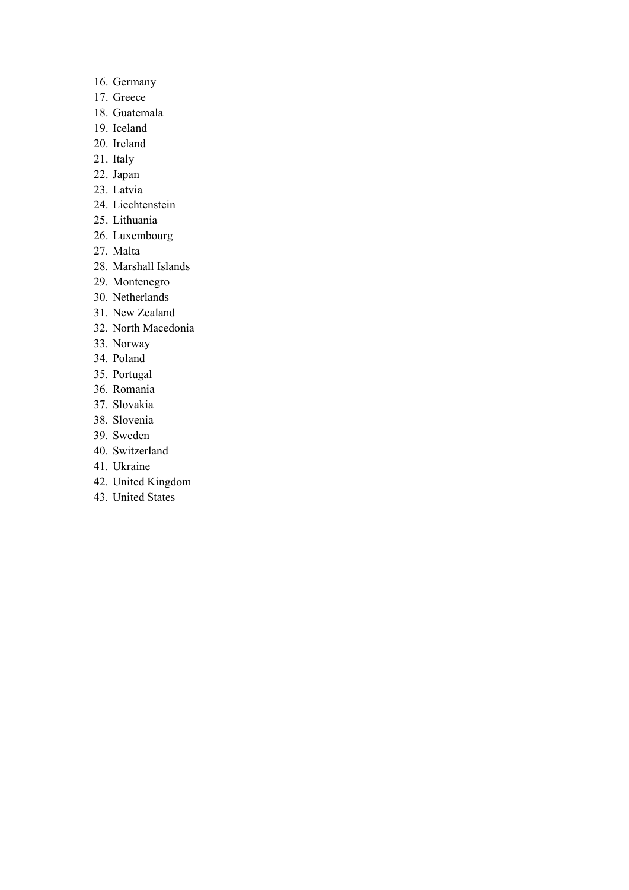16. Germany
17. Greece
18. Guatemala
19. Iceland
20. Ireland
21. Italy
22. Japan
23. Latvia
24. Liechtenstein
25. Lithuania
26. Luxembourg
27. Malta
28. Marshall Islands
29. Montenegro
30. Netherlands
31. New Zealand
32. North Macedonia
33. Norway
34. Poland
35. Portugal
36. Romania
37. Slovakia
38. Slovenia
39. Sweden
40. Switzerland
41. Ukraine
42. United Kingdom
43. United States